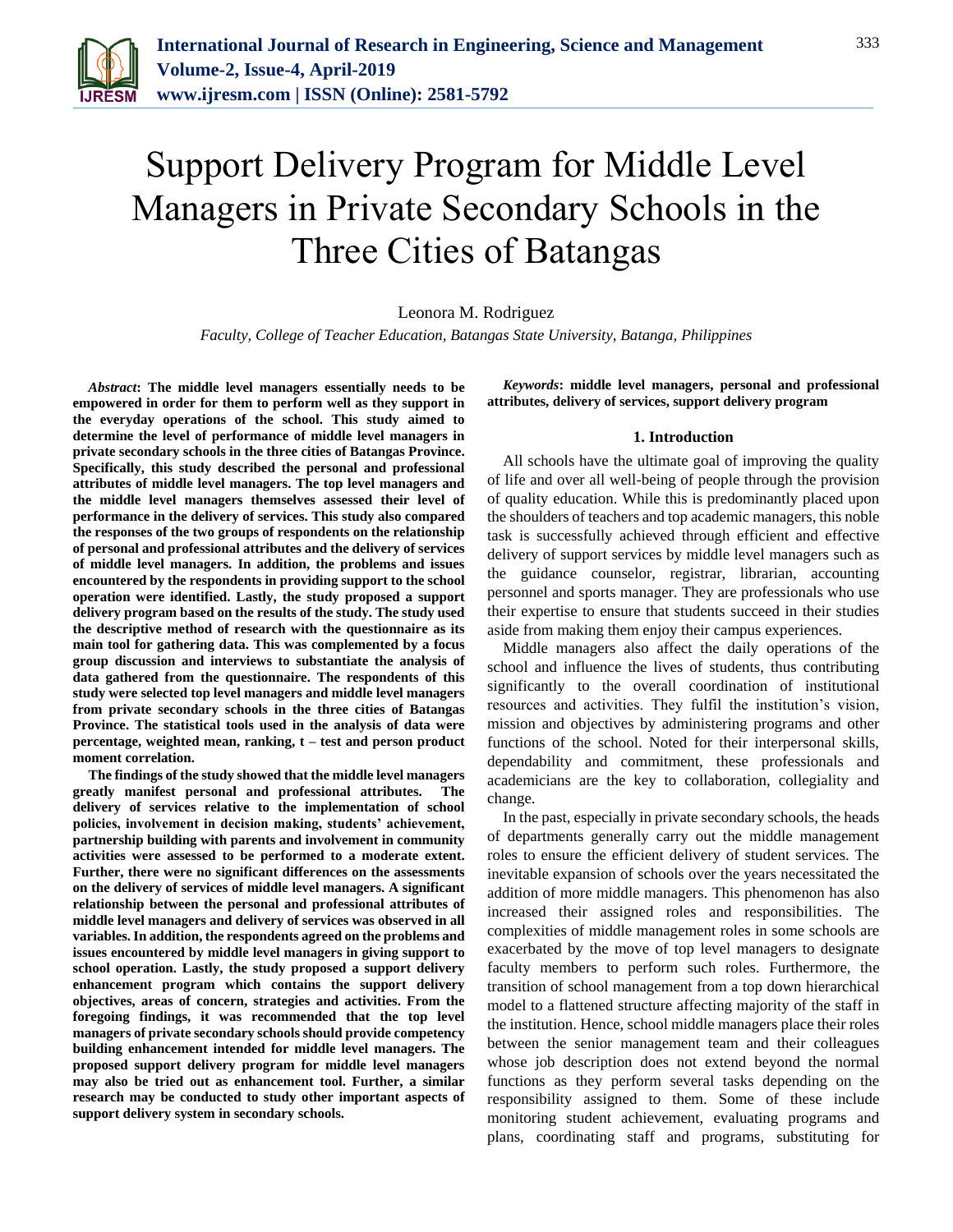# Support Delivery Program for Middle Level Managers in Private Secondary Schools in the Three Cities of Batangas

Leonora M. Rodriguez

*Faculty, College of Teacher Education, Batangas State University, Batanga, Philippines*

***Abstract*: The middle level managers essentially needs to be empowered in order for them to perform well as they support in the everyday operations of the school. This study aimed to determine the level of performance of middle level managers in private secondary schools in the three cities of Batangas Province. Specifically, this study described the personal and professional attributes of middle level managers. The top level managers and the middle level managers themselves assessed their level of performance in the delivery of services. This study also compared the responses of the two groups of respondents on the relationship of personal and professional attributes and the delivery of services of middle level managers. In addition, the problems and issues encountered by the respondents in providing support to the school operation were identified. Lastly, the study proposed a support delivery program based on the results of the study. The study used the descriptive method of research with the questionnaire as its main tool for gathering data. This was complemented by a focus group discussion and interviews to substantiate the analysis of data gathered from the questionnaire. The respondents of this study were selected top level managers and middle level managers from private secondary schools in the three cities of Batangas Province. The statistical tools used in the analysis of data were percentage, weighted mean, ranking, t – test and person product moment correlation.**

**The findings of the study showed that the middle level managers greatly manifest personal and professional attributes. The delivery of services relative to the implementation of school policies, involvement in decision making, students' achievement, partnership building with parents and involvement in community activities were assessed to be performed to a moderate extent. Further, there were no significant differences on the assessments on the delivery of services of middle level managers. A significant relationship between the personal and professional attributes of middle level managers and delivery of services was observed in all variables. In addition, the respondents agreed on the problems and issues encountered by middle level managers in giving support to school operation. Lastly, the study proposed a support delivery enhancement program which contains the support delivery objectives, areas of concern, strategies and activities. From the foregoing findings, it was recommended that the top level managers of private secondary schools should provide competency building enhancement intended for middle level managers. The proposed support delivery program for middle level managers may also be tried out as enhancement tool. Further, a similar research may be conducted to study other important aspects of support delivery system in secondary schools.**

***Keywords*: middle level managers, personal and professional attributes, delivery of services, support delivery program**

## 1. Introduction

All schools have the ultimate goal of improving the quality of life and over all well-being of people through the provision of quality education. While this is predominantly placed upon the shoulders of teachers and top academic managers, this noble task is successfully achieved through efficient and effective delivery of support services by middle level managers such as the guidance counselor, registrar, librarian, accounting personnel and sports manager. They are professionals who use their expertise to ensure that students succeed in their studies aside from making them enjoy their campus experiences.

Middle managers also affect the daily operations of the school and influence the lives of students, thus contributing significantly to the overall coordination of institutional resources and activities. They fulfil the institution's vision, mission and objectives by administering programs and other functions of the school. Noted for their interpersonal skills, dependability and commitment, these professionals and academicians are the key to collaboration, collegiality and change.

In the past, especially in private secondary schools, the heads of departments generally carry out the middle management roles to ensure the efficient delivery of student services. The inevitable expansion of schools over the years necessitated the addition of more middle managers. This phenomenon has also increased their assigned roles and responsibilities. The complexities of middle management roles in some schools are exacerbated by the move of top level managers to designate faculty members to perform such roles. Furthermore, the transition of school management from a top down hierarchical model to a flattened structure affecting majority of the staff in the institution. Hence, school middle managers place their roles between the senior management team and their colleagues whose job description does not extend beyond the normal functions as they perform several tasks depending on the responsibility assigned to them. Some of these include monitoring student achievement, evaluating programs and plans, coordinating staff and programs, substituting for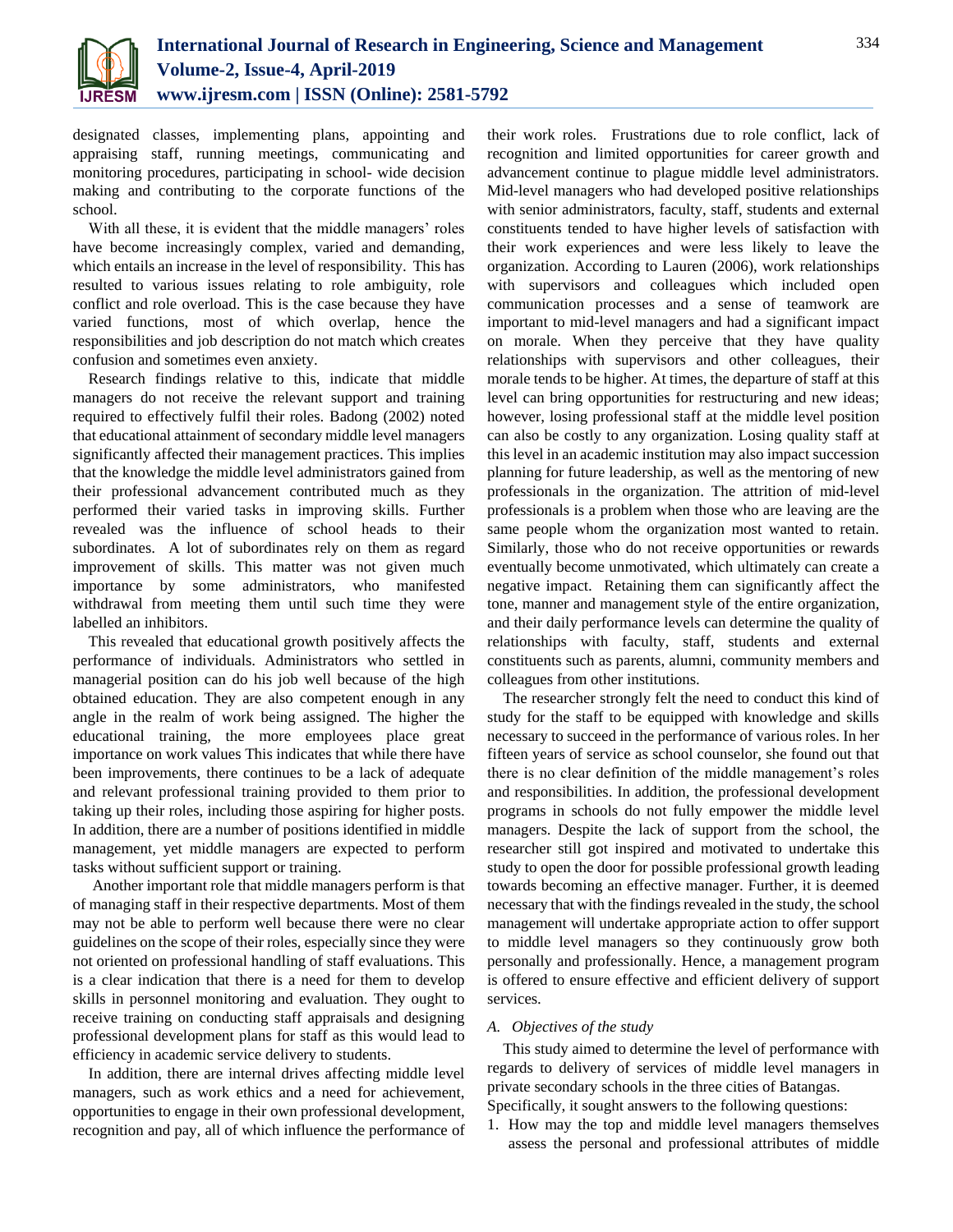designated classes, implementing plans, appointing and appraising staff, running meetings, communicating and monitoring procedures, participating in school- wide decision making and contributing to the corporate functions of the school.

With all these, it is evident that the middle managers' roles have become increasingly complex, varied and demanding, which entails an increase in the level of responsibility. This has resulted to various issues relating to role ambiguity, role conflict and role overload. This is the case because they have varied functions, most of which overlap, hence the responsibilities and job description do not match which creates confusion and sometimes even anxiety.

Research findings relative to this, indicate that middle managers do not receive the relevant support and training required to effectively fulfil their roles. Badong (2002) noted that educational attainment of secondary middle level managers significantly affected their management practices. This implies that the knowledge the middle level administrators gained from their professional advancement contributed much as they performed their varied tasks in improving skills. Further revealed was the influence of school heads to their subordinates. A lot of subordinates rely on them as regard improvement of skills. This matter was not given much importance by some administrators, who manifested withdrawal from meeting them until such time they were labelled an inhibitors.

This revealed that educational growth positively affects the performance of individuals. Administrators who settled in managerial position can do his job well because of the high obtained education. They are also competent enough in any angle in the realm of work being assigned. The higher the educational training, the more employees place great importance on work values This indicates that while there have been improvements, there continues to be a lack of adequate and relevant professional training provided to them prior to taking up their roles, including those aspiring for higher posts. In addition, there are a number of positions identified in middle management, yet middle managers are expected to perform tasks without sufficient support or training.

Another important role that middle managers perform is that of managing staff in their respective departments. Most of them may not be able to perform well because there were no clear guidelines on the scope of their roles, especially since they were not oriented on professional handling of staff evaluations. This is a clear indication that there is a need for them to develop skills in personnel monitoring and evaluation. They ought to receive training on conducting staff appraisals and designing professional development plans for staff as this would lead to efficiency in academic service delivery to students.

In addition, there are internal drives affecting middle level managers, such as work ethics and a need for achievement, opportunities to engage in their own professional development, recognition and pay, all of which influence the performance of their work roles. Frustrations due to role conflict, lack of recognition and limited opportunities for career growth and advancement continue to plague middle level administrators. Mid-level managers who had developed positive relationships with senior administrators, faculty, staff, students and external constituents tended to have higher levels of satisfaction with their work experiences and were less likely to leave the organization. According to Lauren (2006), work relationships with supervisors and colleagues which included open communication processes and a sense of teamwork are important to mid-level managers and had a significant impact on morale. When they perceive that they have quality relationships with supervisors and other colleagues, their morale tends to be higher. At times, the departure of staff at this level can bring opportunities for restructuring and new ideas; however, losing professional staff at the middle level position can also be costly to any organization. Losing quality staff at this level in an academic institution may also impact succession planning for future leadership, as well as the mentoring of new professionals in the organization. The attrition of mid-level professionals is a problem when those who are leaving are the same people whom the organization most wanted to retain. Similarly, those who do not receive opportunities or rewards eventually become unmotivated, which ultimately can create a negative impact. Retaining them can significantly affect the tone, manner and management style of the entire organization, and their daily performance levels can determine the quality of relationships with faculty, staff, students and external constituents such as parents, alumni, community members and colleagues from other institutions.

The researcher strongly felt the need to conduct this kind of study for the staff to be equipped with knowledge and skills necessary to succeed in the performance of various roles. In her fifteen years of service as school counselor, she found out that there is no clear definition of the middle management's roles and responsibilities. In addition, the professional development programs in schools do not fully empower the middle level managers. Despite the lack of support from the school, the researcher still got inspired and motivated to undertake this study to open the door for possible professional growth leading towards becoming an effective manager. Further, it is deemed necessary that with the findings revealed in the study, the school management will undertake appropriate action to offer support to middle level managers so they continuously grow both personally and professionally. Hence, a management program is offered to ensure effective and efficient delivery of support services.

### *A. Objectives of the study*

This study aimed to determine the level of performance with regards to delivery of services of middle level managers in private secondary schools in the three cities of Batangas.

Specifically, it sought answers to the following questions:

1. How may the top and middle level managers themselves assess the personal and professional attributes of middle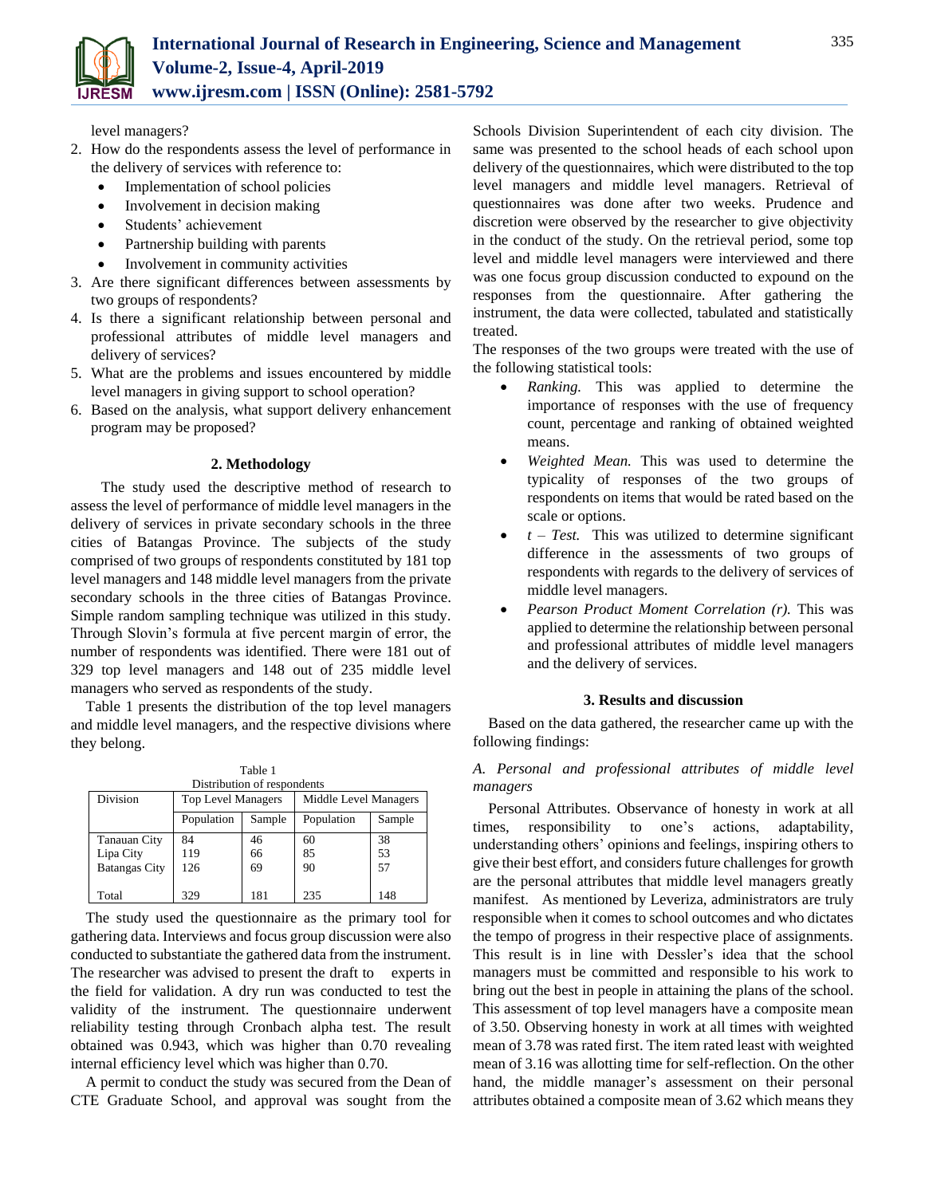level managers?

2. How do the respondents assess the level of performance in the delivery of services with reference to:
   - Implementation of school policies
   - Involvement in decision making
   - Students' achievement
   - Partnership building with parents
   - Involvement in community activities
3. Are there significant differences between assessments by two groups of respondents?
4. Is there a significant relationship between personal and professional attributes of middle level managers and delivery of services?
5. What are the problems and issues encountered by middle level managers in giving support to school operation?
6. Based on the analysis, what support delivery enhancement program may be proposed?

## 2. Methodology

The study used the descriptive method of research to assess the level of performance of middle level managers in the delivery of services in private secondary schools in the three cities of Batangas Province. The subjects of the study comprised of two groups of respondents constituted by 181 top level managers and 148 middle level managers from the private secondary schools in the three cities of Batangas Province. Simple random sampling technique was utilized in this study. Through Slovin's formula at five percent margin of error, the number of respondents was identified. There were 181 out of 329 top level managers and 148 out of 235 middle level managers who served as respondents of the study.

Table 1 presents the distribution of the top level managers and middle level managers, and the respective divisions where they belong.

Table 1
Distribution of respondents

| Division | Top Level Managers | | Middle Level Managers | |
|---|---|---|---|---|
| | Population | Sample | Population | Sample |
| Tanauan City | 84 | 46 | 60 | 38 |
| Lipa City | 119 | 66 | 85 | 53 |
| Batangas City | 126 | 69 | 90 | 57 |
| Total | 329 | 181 | 235 | 148 |

The study used the questionnaire as the primary tool for gathering data. Interviews and focus group discussion were also conducted to substantiate the gathered data from the instrument. The researcher was advised to present the draft to experts in the field for validation. A dry run was conducted to test the validity of the instrument. The questionnaire underwent reliability testing through Cronbach alpha test. The result obtained was 0.943, which was higher than 0.70 revealing internal efficiency level which was higher than 0.70.

A permit to conduct the study was secured from the Dean of CTE Graduate School, and approval was sought from the Schools Division Superintendent of each city division. The same was presented to the school heads of each school upon delivery of the questionnaires, which were distributed to the top level managers and middle level managers. Retrieval of questionnaires was done after two weeks. Prudence and discretion were observed by the researcher to give objectivity in the conduct of the study. On the retrieval period, some top level and middle level managers were interviewed and there was one focus group discussion conducted to expound on the responses from the questionnaire. After gathering the instrument, the data were collected, tabulated and statistically treated.

The responses of the two groups were treated with the use of the following statistical tools:

- *Ranking.* This was applied to determine the importance of responses with the use of frequency count, percentage and ranking of obtained weighted means.
- *Weighted Mean.* This was used to determine the typicality of responses of the two groups of respondents on items that would be rated based on the scale or options.
- *t – Test.* This was utilized to determine significant difference in the assessments of two groups of respondents with regards to the delivery of services of middle level managers.
- *Pearson Product Moment Correlation (r).* This was applied to determine the relationship between personal and professional attributes of middle level managers and the delivery of services.

## 3. Results and discussion

Based on the data gathered, the researcher came up with the following findings:

### *A. Personal and professional attributes of middle level managers*

Personal Attributes. Observance of honesty in work at all times, responsibility to one's actions, adaptability, understanding others' opinions and feelings, inspiring others to give their best effort, and considers future challenges for growth are the personal attributes that middle level managers greatly manifest. As mentioned by Leveriza, administrators are truly responsible when it comes to school outcomes and who dictates the tempo of progress in their respective place of assignments. This result is in line with Dessler's idea that the school managers must be committed and responsible to his work to bring out the best in people in attaining the plans of the school. This assessment of top level managers have a composite mean of 3.50. Observing honesty in work at all times with weighted mean of 3.78 was rated first. The item rated least with weighted mean of 3.16 was allotting time for self-reflection. On the other hand, the middle manager's assessment on their personal attributes obtained a composite mean of 3.62 which means they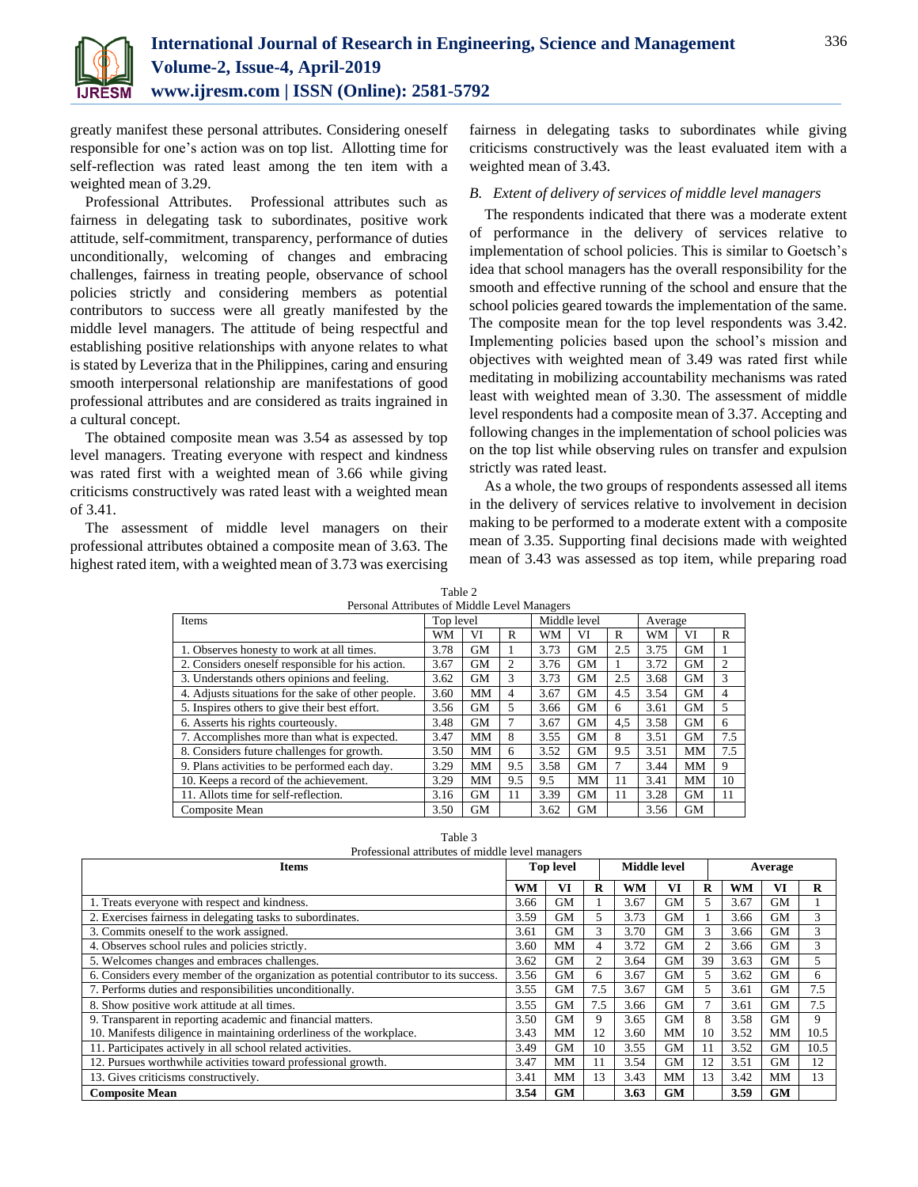greatly manifest these personal attributes. Considering oneself responsible for one's action was on top list. Allotting time for self-reflection was rated least among the ten item with a weighted mean of 3.29.

Professional Attributes. Professional attributes such as fairness in delegating task to subordinates, positive work attitude, self-commitment, transparency, performance of duties unconditionally, welcoming of changes and embracing challenges, fairness in treating people, observance of school policies strictly and considering members as potential contributors to success were all greatly manifested by the middle level managers. The attitude of being respectful and establishing positive relationships with anyone relates to what is stated by Leveriza that in the Philippines, caring and ensuring smooth interpersonal relationship are manifestations of good professional attributes and are considered as traits ingrained in a cultural concept.

The obtained composite mean was 3.54 as assessed by top level managers. Treating everyone with respect and kindness was rated first with a weighted mean of 3.66 while giving criticisms constructively was rated least with a weighted mean of 3.41.

The assessment of middle level managers on their professional attributes obtained a composite mean of 3.63. The highest rated item, with a weighted mean of 3.73 was exercising fairness in delegating tasks to subordinates while giving criticisms constructively was the least evaluated item with a weighted mean of 3.43.

### *B. Extent of delivery of services of middle level managers*

The respondents indicated that there was a moderate extent of performance in the delivery of services relative to implementation of school policies. This is similar to Goetsch's idea that school managers has the overall responsibility for the smooth and effective running of the school and ensure that the school policies geared towards the implementation of the same. The composite mean for the top level respondents was 3.42. Implementing policies based upon the school's mission and objectives with weighted mean of 3.49 was rated first while meditating in mobilizing accountability mechanisms was rated least with weighted mean of 3.30. The assessment of middle level respondents had a composite mean of 3.37. Accepting and following changes in the implementation of school policies was on the top list while observing rules on transfer and expulsion strictly was rated least.

As a whole, the two groups of respondents assessed all items in the delivery of services relative to involvement in decision making to be performed to a moderate extent with a composite mean of 3.35. Supporting final decisions made with weighted mean of 3.43 was assessed as top item, while preparing road

Table 2
Personal Attributes of Middle Level Managers

| Items | Top level | | | Middle level | | | Average | | |
|---|---|---|---|---|---|---|---|---|---|
| | WM | VI | R | WM | VI | R | WM | VI | R |
| 1. Observes honesty to work at all times. | 3.78 | GM | 1 | 3.73 | GM | 2.5 | 3.75 | GM | 1 |
| 2. Considers oneself responsible for his action. | 3.67 | GM | 2 | 3.76 | GM | 1 | 3.72 | GM | 2 |
| 3. Understands others opinions and feeling. | 3.62 | GM | 3 | 3.73 | GM | 2.5 | 3.68 | GM | 3 |
| 4. Adjusts situations for the sake of other people. | 3.60 | MM | 4 | 3.67 | GM | 4.5 | 3.54 | GM | 4 |
| 5. Inspires others to give their best effort. | 3.56 | GM | 5 | 3.66 | GM | 6 | 3.61 | GM | 5 |
| 6. Asserts his rights courteously. | 3.48 | GM | 7 | 3.67 | GM | 4,5 | 3.58 | GM | 6 |
| 7. Accomplishes more than what is expected. | 3.47 | MM | 8 | 3.55 | GM | 8 | 3.51 | GM | 7.5 |
| 8. Considers future challenges for growth. | 3.50 | MM | 6 | 3.52 | GM | 9.5 | 3.51 | MM | 7.5 |
| 9. Plans activities to be performed each day. | 3.29 | MM | 9.5 | 3.58 | GM | 7 | 3.44 | MM | 9 |
| 10. Keeps a record of the achievement. | 3.29 | MM | 9.5 | 9.5 | MM | 11 | 3.41 | MM | 10 |
| 11. Allots time for self-reflection. | 3.16 | GM | 11 | 3.39 | GM | 11 | 3.28 | GM | 11 |
| Composite Mean | 3.50 | GM | | 3.62 | GM | | 3.56 | GM | |

Table 3
Professional attributes of middle level managers

| Items | Top level | | | Middle level | | | Average | | |
|---|---|---|---|---|---|---|---|---|---|
| | WM | VI | R | WM | VI | R | WM | VI | R |
| 1. Treats everyone with respect and kindness. | 3.66 | GM | 1 | 3.67 | GM | 5 | 3.67 | GM | 1 |
| 2. Exercises fairness in delegating tasks to subordinates. | 3.59 | GM | 5 | 3.73 | GM | 1 | 3.66 | GM | 3 |
| 3. Commits oneself to the work assigned. | 3.61 | GM | 3 | 3.70 | GM | 3 | 3.66 | GM | 3 |
| 4. Observes school rules and policies strictly. | 3.60 | MM | 4 | 3.72 | GM | 2 | 3.66 | GM | 3 |
| 5. Welcomes changes and embraces challenges. | 3.62 | GM | 2 | 3.64 | GM | 39 | 3.63 | GM | 5 |
| 6. Considers every member of the organization as potential contributor to its success. | 3.56 | GM | 6 | 3.67 | GM | 5 | 3.62 | GM | 6 |
| 7. Performs duties and responsibilities unconditionally. | 3.55 | GM | 7.5 | 3.67 | GM | 5 | 3.61 | GM | 7.5 |
| 8. Show positive work attitude at all times. | 3.55 | GM | 7.5 | 3.66 | GM | 7 | 3.61 | GM | 7.5 |
| 9. Transparent in reporting academic and financial matters. | 3.50 | GM | 9 | 3.65 | GM | 8 | 3.58 | GM | 9 |
| 10. Manifests diligence in maintaining orderliness of the workplace. | 3.43 | MM | 12 | 3.60 | MM | 10 | 3.52 | MM | 10.5 |
| 11. Participates actively in all school related activities. | 3.49 | GM | 10 | 3.55 | GM | 11 | 3.52 | GM | 10.5 |
| 12. Pursues worthwhile activities toward professional growth. | 3.47 | MM | 11 | 3.54 | GM | 12 | 3.51 | GM | 12 |
| 13. Gives criticisms constructively. | 3.41 | MM | 13 | 3.43 | MM | 13 | 3.42 | MM | 13 |
| **Composite Mean** | **3.54** | **GM** | | **3.63** | **GM** | | **3.59** | **GM** | |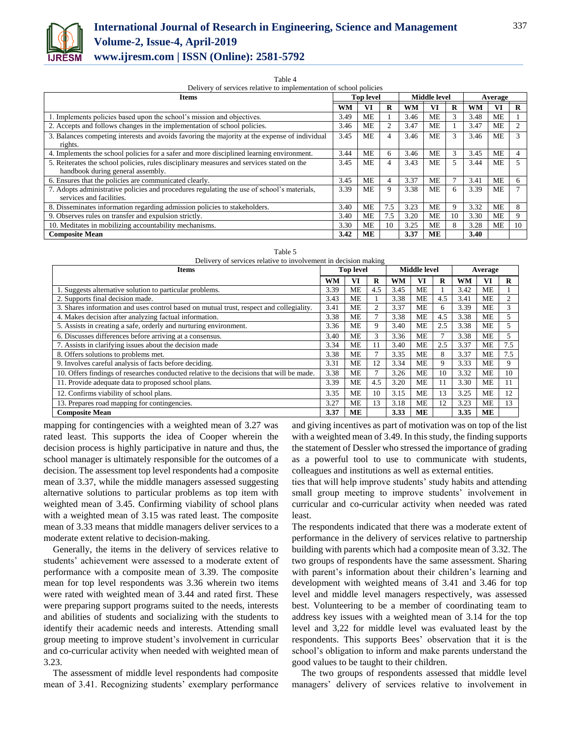Table 4
Delivery of services relative to implementation of school policies

| Items | Top level | | | Middle level | | | Average | | |
|---|---|---|---|---|---|---|---|---|---|
| | WM | VI | R | WM | VI | R | WM | VI | R |
| 1. Implements policies based upon the school's mission and objectives. | 3.49 | ME | 1 | 3.46 | ME | 3 | 3.48 | ME | 1 |
| 2. Accepts and follows changes in the implementation of school policies. | 3.46 | ME | 2 | 3.47 | ME | 1 | 3.47 | ME | 2 |
| 3. Balances competing interests and avoids favoring the majority at the expense of individual rights. | 3.45 | ME | 4 | 3.46 | ME | 3 | 3.46 | ME | 3 |
| 4. Implements the school policies for a safer and more disciplined learning environment. | 3.44 | ME | 6 | 3.46 | ME | 3 | 3.45 | ME | 4 |
| 5. Reiterates the school policies, rules disciplinary measures and services stated on the handbook during general assembly. | 3.45 | ME | 4 | 3.43 | ME | 5 | 3.44 | ME | 5 |
| 6. Ensures that the policies are communicated clearly. | 3.45 | ME | 4 | 3.37 | ME | 7 | 3.41 | ME | 6 |
| 7. Adopts administrative policies and procedures regulating the use of school's materials, services and facilities. | 3.39 | ME | 9 | 3.38 | ME | 6 | 3.39 | ME | 7 |
| 8. Disseminates information regarding admission policies to stakeholders. | 3.40 | ME | 7.5 | 3.23 | ME | 9 | 3.32 | ME | 8 |
| 9. Observes rules on transfer and expulsion strictly. | 3.40 | ME | 7.5 | 3.20 | ME | 10 | 3.30 | ME | 9 |
| 10. Meditates in mobilizing accountability mechanisms. | 3.30 | ME | 10 | 3.25 | ME | 8 | 3.28 | ME | 10 |
| **Composite Mean** | **3.42** | **ME** | | **3.37** | **ME** | | **3.40** | | |

Table 5
Delivery of services relative to involvement in decision making

| Items | Top level | | | Middle level | | | Average | | |
|---|---|---|---|---|---|---|---|---|---|
| | WM | VI | R | WM | VI | R | WM | VI | R |
| 1. Suggests alternative solution to particular problems. | 3.39 | ME | 4.5 | 3.45 | ME | 1 | 3.42 | ME | 1 |
| 2. Supports final decision made. | 3.43 | ME | 1 | 3.38 | ME | 4.5 | 3.41 | ME | 2 |
| 3. Shares information and uses control based on mutual trust, respect and collegiality. | 3.41 | ME | 2 | 3.37 | ME | 6 | 3.39 | ME | 3 |
| 4. Makes decision after analyzing factual information. | 3.38 | ME | 7 | 3.38 | ME | 4.5 | 3.38 | ME | 5 |
| 5. Assists in creating a safe, orderly and nurturing environment. | 3.36 | ME | 9 | 3.40 | ME | 2.5 | 3.38 | ME | 5 |
| 6. Discusses differences before arriving at a consensus. | 3.40 | ME | 3 | 3.36 | ME | 7 | 3.38 | ME | 5 |
| 7. Assists in clarifying issues about the decision made | 3.34 | ME | 11 | 3.40 | ME | 2.5 | 3.37 | ME | 7.5 |
| 8. Offers solutions to problems met. | 3.38 | ME | 7 | 3.35 | ME | 8 | 3.37 | ME | 7.5 |
| 9. Involves careful analysis of facts before deciding. | 3.31 | ME | 12 | 3.34 | ME | 9 | 3.33 | ME | 9 |
| 10. Offers findings of researches conducted relative to the decisions that will be made. | 3.38 | ME | 7 | 3.26 | ME | 10 | 3.32 | ME | 10 |
| 11. Provide adequate data to proposed school plans. | 3.39 | ME | 4.5 | 3.20 | ME | 11 | 3.30 | ME | 11 |
| 12. Confirms viability of school plans. | 3.35 | ME | 10 | 3.15 | ME | 13 | 3.25 | ME | 12 |
| 13. Prepares road mapping for contingencies. | 3.27 | ME | 13 | 3.18 | ME | 12 | 3.23 | ME | 13 |
| **Composite Mean** | **3.37** | **ME** | | **3.33** | **ME** | | **3.35** | **ME** | |

mapping for contingencies with a weighted mean of 3.27 was rated least. This supports the idea of Cooper wherein the decision process is highly participative in nature and thus, the school manager is ultimately responsible for the outcomes of a decision. The assessment top level respondents had a composite mean of 3.37, while the middle managers assessed suggesting alternative solutions to particular problems as top item with weighted mean of 3.45. Confirming viability of school plans with a weighted mean of 3.15 was rated least. The composite mean of 3.33 means that middle managers deliver services to a moderate extent relative to decision-making.

Generally, the items in the delivery of services relative to students' achievement were assessed to a moderate extent of performance with a composite mean of 3.39. The composite mean for top level respondents was 3.36 wherein two items were rated with weighted mean of 3.44 and rated first. These were preparing support programs suited to the needs, interests and abilities of students and socializing with the students to identify their academic needs and interests. Attending small group meeting to improve student's involvement in curricular and co-curricular activity when needed with weighted mean of 3.23.

The assessment of middle level respondents had composite mean of 3.41. Recognizing students' exemplary performance and giving incentives as part of motivation was on top of the list with a weighted mean of 3.49. In this study, the finding supports the statement of Dessler who stressed the importance of grading as a powerful tool to use to communicate with students, colleagues and institutions as well as external entities.

ties that will help improve students' study habits and attending small group meeting to improve students' involvement in curricular and co-curricular activity when needed was rated least.

The respondents indicated that there was a moderate extent of performance in the delivery of services relative to partnership building with parents which had a composite mean of 3.32. The two groups of respondents have the same assessment. Sharing with parent's information about their children's learning and development with weighted means of 3.41 and 3.46 for top level and middle level managers respectively, was assessed best. Volunteering to be a member of coordinating team to address key issues with a weighted mean of 3.14 for the top level and 3,22 for middle level was evaluated least by the respondents. This supports Bees' observation that it is the school's obligation to inform and make parents understand the good values to be taught to their children.

The two groups of respondents assessed that middle level managers' delivery of services relative to involvement in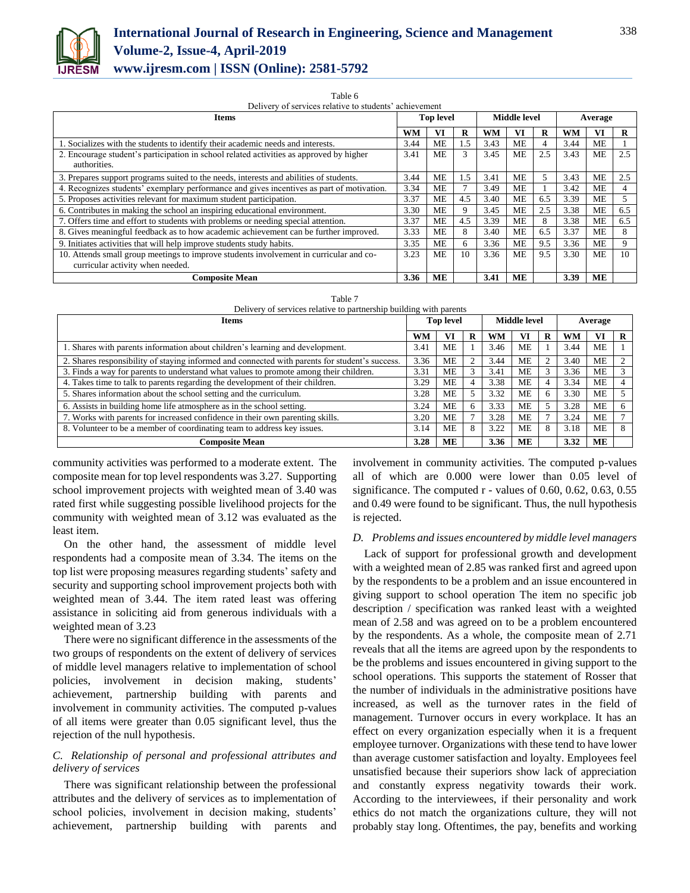Table 6
Delivery of services relative to students' achievement

| Items | Top level | | | Middle level | | | Average | | |
|---|---|---|---|---|---|---|---|---|---|
| | WM | VI | R | WM | VI | R | WM | VI | R |
| 1. Socializes with the students to identify their academic needs and interests. | 3.44 | ME | 1.5 | 3.43 | ME | 4 | 3.44 | ME | 1 |
| 2. Encourage student's participation in school related activities as approved by higher authorities. | 3.41 | ME | 3 | 3.45 | ME | 2.5 | 3.43 | ME | 2.5 |
| 3. Prepares support programs suited to the needs, interests and abilities of students. | 3.44 | ME | 1.5 | 3.41 | ME | 5 | 3.43 | ME | 2.5 |
| 4. Recognizes students' exemplary performance and gives incentives as part of motivation. | 3.34 | ME | 7 | 3.49 | ME | 1 | 3.42 | ME | 4 |
| 5. Proposes activities relevant for maximum student participation. | 3.37 | ME | 4.5 | 3.40 | ME | 6.5 | 3.39 | ME | 5 |
| 6. Contributes in making the school an inspiring educational environment. | 3.30 | ME | 9 | 3.45 | ME | 2.5 | 3.38 | ME | 6.5 |
| 7. Offers time and effort to students with problems or needing special attention. | 3.37 | ME | 4.5 | 3.39 | ME | 8 | 3.38 | ME | 6.5 |
| 8. Gives meaningful feedback as to how academic achievement can be further improved. | 3.33 | ME | 8 | 3.40 | ME | 6.5 | 3.37 | ME | 8 |
| 9. Initiates activities that will help improve students study habits. | 3.35 | ME | 6 | 3.36 | ME | 9.5 | 3.36 | ME | 9 |
| 10. Attends small group meetings to improve students involvement in curricular and co-curricular activity when needed. | 3.23 | ME | 10 | 3.36 | ME | 9.5 | 3.30 | ME | 10 |
| **Composite Mean** | **3.36** | **ME** | | **3.41** | **ME** | | **3.39** | **ME** | |

Table 7
Delivery of services relative to partnership building with parents

| Items | Top level | | | Middle level | | | Average | | |
|---|---|---|---|---|---|---|---|---|---|
| | WM | VI | R | WM | VI | R | WM | VI | R |
| 1. Shares with parents information about children's learning and development. | 3.41 | ME | 1 | 3.46 | ME | 1 | 3.44 | ME | 1 |
| 2. Shares responsibility of staying informed and connected with parents for student's success. | 3.36 | ME | 2 | 3.44 | ME | 2 | 3.40 | ME | 2 |
| 3. Finds a way for parents to understand what values to promote among their children. | 3.31 | ME | 3 | 3.41 | ME | 3 | 3.36 | ME | 3 |
| 4. Takes time to talk to parents regarding the development of their children. | 3.29 | ME | 4 | 3.38 | ME | 4 | 3.34 | ME | 4 |
| 5. Shares information about the school setting and the curriculum. | 3.28 | ME | 5 | 3.32 | ME | 6 | 3.30 | ME | 5 |
| 6. Assists in building home life atmosphere as in the school setting. | 3.24 | ME | 6 | 3.33 | ME | 5 | 3.28 | ME | 6 |
| 7. Works with parents for increased confidence in their own parenting skills. | 3.20 | ME | 7 | 3.28 | ME | 7 | 3.24 | ME | 7 |
| 8. Volunteer to be a member of coordinating team to address key issues. | 3.14 | ME | 8 | 3.22 | ME | 8 | 3.18 | ME | 8 |
| **Composite Mean** | **3.28** | **ME** | | **3.36** | **ME** | | **3.32** | **ME** | |

community activities was performed to a moderate extent. The composite mean for top level respondents was 3.27. Supporting school improvement projects with weighted mean of 3.40 was rated first while suggesting possible livelihood projects for the community with weighted mean of 3.12 was evaluated as the least item.

On the other hand, the assessment of middle level respondents had a composite mean of 3.34. The items on the top list were proposing measures regarding students' safety and security and supporting school improvement projects both with weighted mean of 3.44. The item rated least was offering assistance in soliciting aid from generous individuals with a weighted mean of 3.23

There were no significant difference in the assessments of the two groups of respondents on the extent of delivery of services of middle level managers relative to implementation of school policies, involvement in decision making, students' achievement, partnership building with parents and involvement in community activities. The computed p-values of all items were greater than 0.05 significant level, thus the rejection of the null hypothesis.

### *C. Relationship of personal and professional attributes and delivery of services*

There was significant relationship between the professional attributes and the delivery of services as to implementation of school policies, involvement in decision making, students' achievement, partnership building with parents and involvement in community activities. The computed p-values all of which are 0.000 were lower than 0.05 level of significance. The computed r - values of 0.60, 0.62, 0.63, 0.55 and 0.49 were found to be significant. Thus, the null hypothesis is rejected.

### *D. Problems and issues encountered by middle level managers*

Lack of support for professional growth and development with a weighted mean of 2.85 was ranked first and agreed upon by the respondents to be a problem and an issue encountered in giving support to school operation The item no specific job description / specification was ranked least with a weighted mean of 2.58 and was agreed on to be a problem encountered by the respondents. As a whole, the composite mean of 2.71 reveals that all the items are agreed upon by the respondents to be the problems and issues encountered in giving support to the school operations. This supports the statement of Rosser that the number of individuals in the administrative positions have increased, as well as the turnover rates in the field of management. Turnover occurs in every workplace. It has an effect on every organization especially when it is a frequent employee turnover. Organizations with these tend to have lower than average customer satisfaction and loyalty. Employees feel unsatisfied because their superiors show lack of appreciation and constantly express negativity towards their work. According to the interviewees, if their personality and work ethics do not match the organizations culture, they will not probably stay long. Oftentimes, the pay, benefits and working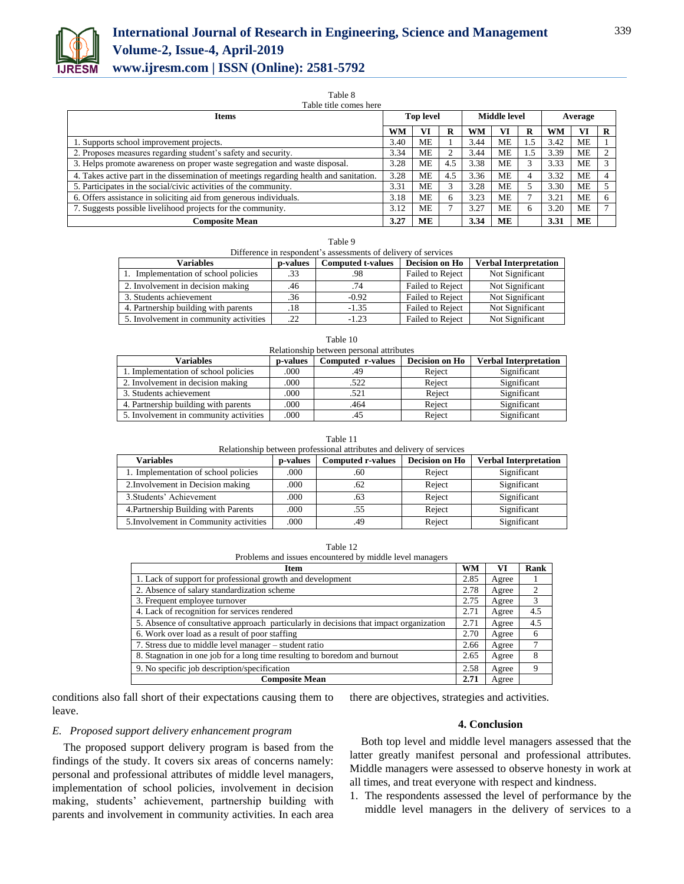Table 8

Table title comes here

| Items | Top level | | | Middle level | | | Average | | |
|---|---|---|---|---|---|---|---|---|---|
| | WM | VI | R | WM | VI | R | WM | VI | R |
| 1. Supports school improvement projects. | 3.40 | ME | 1 | 3.44 | ME | 1.5 | 3.42 | ME | 1 |
| 2. Proposes measures regarding student's safety and security. | 3.34 | ME | 2 | 3.44 | ME | 1.5 | 3.39 | ME | 2 |
| 3. Helps promote awareness on proper waste segregation and waste disposal. | 3.28 | ME | 4.5 | 3.38 | ME | 3 | 3.33 | ME | 3 |
| 4. Takes active part in the dissemination of meetings regarding health and sanitation. | 3.28 | ME | 4.5 | 3.36 | ME | 4 | 3.32 | ME | 4 |
| 5. Participates in the social/civic activities of the community. | 3.31 | ME | 3 | 3.28 | ME | 5 | 3.30 | ME | 5 |
| 6. Offers assistance in soliciting aid from generous individuals. | 3.18 | ME | 6 | 3.23 | ME | 7 | 3.21 | ME | 6 |
| 7. Suggests possible livelihood projects for the community. | 3.12 | ME | 7 | 3.27 | ME | 6 | 3.20 | ME | 7 |
| **Composite Mean** | **3.27** | **ME** | | **3.34** | **ME** | | **3.31** | **ME** | |

Table 9

Difference in respondent's assessments of delivery of services

| Variables | p-values | Computed t-values | Decision on Ho | Verbal Interpretation |
|---|---|---|---|---|
| 1. Implementation of school policies | .33 | .98 | Failed to Reject | Not Significant |
| 2. Involvement in decision making | .46 | .74 | Failed to Reject | Not Significant |
| 3. Students achievement | .36 | -0.92 | Failed to Reject | Not Significant |
| 4. Partnership building with parents | .18 | -1.35 | Failed to Reject | Not Significant |
| 5. Involvement in community activities | .22 | -1.23 | Failed to Reject | Not Significant |

Table 10

Relationship between personal attributes

| Variables | p-values | Computed r-values | Decision on Ho | Verbal Interpretation |
|---|---|---|---|---|
| 1. Implementation of school policies | .000 | .49 | Reject | Significant |
| 2. Involvement in decision making | .000 | .522 | Reject | Significant |
| 3. Students achievement | .000 | .521 | Reject | Significant |
| 4. Partnership building with parents | .000 | .464 | Reject | Significant |
| 5. Involvement in community activities | .000 | .45 | Reject | Significant |

Table 11

Relationship between professional attributes and delivery of services

| Variables | p-values | Computed r-values | Decision on Ho | Verbal Interpretation |
|---|---|---|---|---|
| 1. Implementation of school policies | .000 | .60 | Reject | Significant |
| 2.Involvement in Decision making | .000 | .62 | Reject | Significant |
| 3.Students' Achievement | .000 | .63 | Reject | Significant |
| 4.Partnership Building with Parents | .000 | .55 | Reject | Significant |
| 5.Involvement in Community activities | .000 | .49 | Reject | Significant |

Table 12

Problems and issues encountered by middle level managers

| Item | WM | VI | Rank |
|---|---|---|---|
| 1. Lack of support for professional growth and development | 2.85 | Agree | 1 |
| 2. Absence of salary standardization scheme | 2.78 | Agree | 2 |
| 3. Frequent employee turnover | 2.75 | Agree | 3 |
| 4. Lack of recognition for services rendered | 2.71 | Agree | 4.5 |
| 5. Absence of consultative approach particularly in decisions that impact organization | 2.71 | Agree | 4.5 |
| 6. Work over load as a result of poor staffing | 2.70 | Agree | 6 |
| 7. Stress due to middle level manager – student ratio | 2.66 | Agree | 7 |
| 8. Stagnation in one job for a long time resulting to boredom and burnout | 2.65 | Agree | 8 |
| 9. No specific job description/specification | 2.58 | Agree | 9 |
| **Composite Mean** | **2.71** | Agree | |

conditions also fall short of their expectations causing them to leave.

### *E. Proposed support delivery enhancement program*

The proposed support delivery program is based from the findings of the study. It covers six areas of concerns namely: personal and professional attributes of middle level managers, implementation of school policies, involvement in decision making, students' achievement, partnership building with parents and involvement in community activities. In each area there are objectives, strategies and activities.

## 4. Conclusion

Both top level and middle level managers assessed that the latter greatly manifest personal and professional attributes. Middle managers were assessed to observe honesty in work at all times, and treat everyone with respect and kindness.

1. The respondents assessed the level of performance by the middle level managers in the delivery of services to a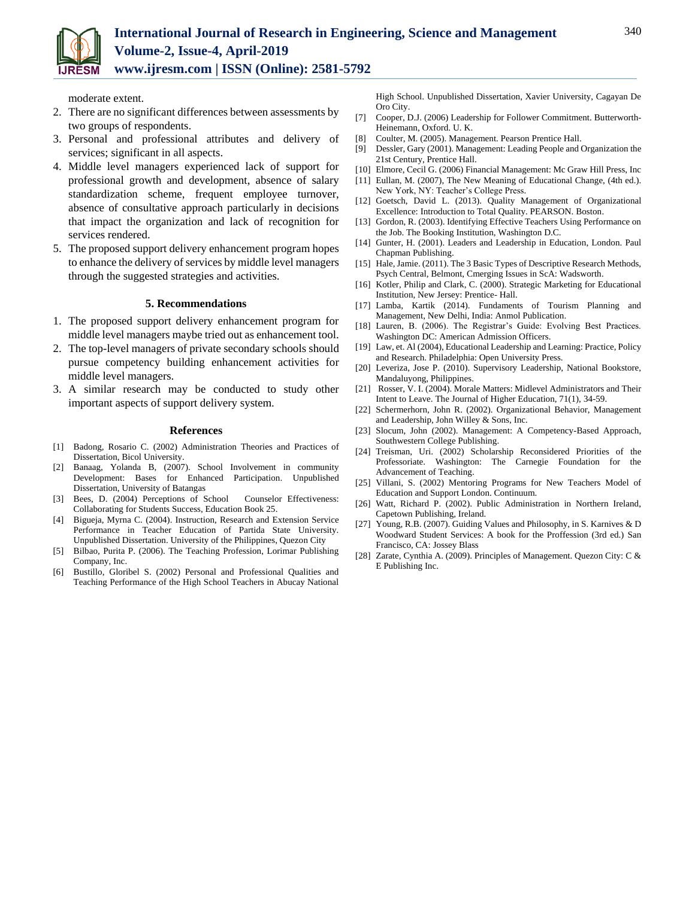moderate extent.

2. There are no significant differences between assessments by two groups of respondents.
3. Personal and professional attributes and delivery of services; significant in all aspects.
4. Middle level managers experienced lack of support for professional growth and development, absence of salary standardization scheme, frequent employee turnover, absence of consultative approach particularly in decisions that impact the organization and lack of recognition for services rendered.
5. The proposed support delivery enhancement program hopes to enhance the delivery of services by middle level managers through the suggested strategies and activities.

## 5. Recommendations

1. The proposed support delivery enhancement program for middle level managers maybe tried out as enhancement tool.
2. The top-level managers of private secondary schools should pursue competency building enhancement activities for middle level managers.
3. A similar research may be conducted to study other important aspects of support delivery system.

## References

[1] Badong, Rosario C. (2002) Administration Theories and Practices of Dissertation, Bicol University.

[2] Banaag, Yolanda B, (2007). School Involvement in community Development: Bases for Enhanced Participation. Unpublished Dissertation, University of Batangas

[3] Bees, D. (2004) Perceptions of School Counselor Effectiveness: Collaborating for Students Success, Education Book 25.

[4] Bigueja, Myrna C. (2004). Instruction, Research and Extension Service Performance in Teacher Education of Partida State University. Unpublished Dissertation. University of the Philippines, Quezon City

[5] Bilbao, Purita P. (2006). The Teaching Profession, Lorimar Publishing Company, Inc.

[6] Bustillo, Gloribel S. (2002) Personal and Professional Qualities and Teaching Performance of the High School Teachers in Abucay National High School. Unpublished Dissertation, Xavier University, Cagayan De Oro City.

[7] Cooper, D.J. (2006) Leadership for Follower Commitment. Butterworth-Heinemann, Oxford. U. K.

[8] Coulter, M. (2005). Management. Pearson Prentice Hall.

[9] Dessler, Gary (2001). Management: Leading People and Organization the 21st Century, Prentice Hall.

[10] Elmore, Cecil G. (2006) Financial Management: Mc Graw Hill Press, Inc

[11] Eullan, M. (2007), The New Meaning of Educational Change, (4th ed.). New York, NY: Teacher's College Press.

[12] Goetsch, David L. (2013). Quality Management of Organizational Excellence: Introduction to Total Quality. PEARSON. Boston.

[13] Gordon, R. (2003). Identifying Effective Teachers Using Performance on the Job. The Booking Institution, Washington D.C.

[14] Gunter, H. (2001). Leaders and Leadership in Education, London. Paul Chapman Publishing.

[15] Hale, Jamie. (2011). The 3 Basic Types of Descriptive Research Methods, Psych Central, Belmont, Cmerging Issues in ScA: Wadsworth.

[16] Kotler, Philip and Clark, C. (2000). Strategic Marketing for Educational Institution, New Jersey: Prentice- Hall.

[17] Lamba, Kartik (2014). Fundaments of Tourism Planning and Management, New Delhi, India: Anmol Publication.

[18] Lauren, B. (2006). The Registrar's Guide: Evolving Best Practices. Washington DC: American Admission Officers.

[19] Law, et. Al (2004), Educational Leadership and Learning: Practice, Policy and Research. Philadelphia: Open University Press.

[20] Leveriza, Jose P. (2010). Supervisory Leadership, National Bookstore, Mandaluyong, Philippines.

[21] Rosser, V. I. (2004). Morale Matters: Midlevel Administrators and Their Intent to Leave. The Journal of Higher Education, 71(1), 34-59.

[22] Schermerhorn, John R. (2002). Organizational Behavior, Management and Leadership, John Willey & Sons, Inc.

[23] Slocum, John (2002). Management: A Competency-Based Approach, Southwestern College Publishing.

[24] Treisman, Uri. (2002) Scholarship Reconsidered Priorities of the Professoriate. Washington: The Carnegie Foundation for the Advancement of Teaching.

[25] Villani, S. (2002) Mentoring Programs for New Teachers Model of Education and Support London. Continuum.

[26] Watt, Richard P. (2002). Public Administration in Northern Ireland, Capetown Publishing, Ireland.

[27] Young, R.B. (2007). Guiding Values and Philosophy, in S. Karnives & D Woodward Student Services: A book for the Proffession (3rd ed.) San Francisco, CA: Jossey Blass

[28] Zarate, Cynthia A. (2009). Principles of Management. Quezon City: C & E Publishing Inc.